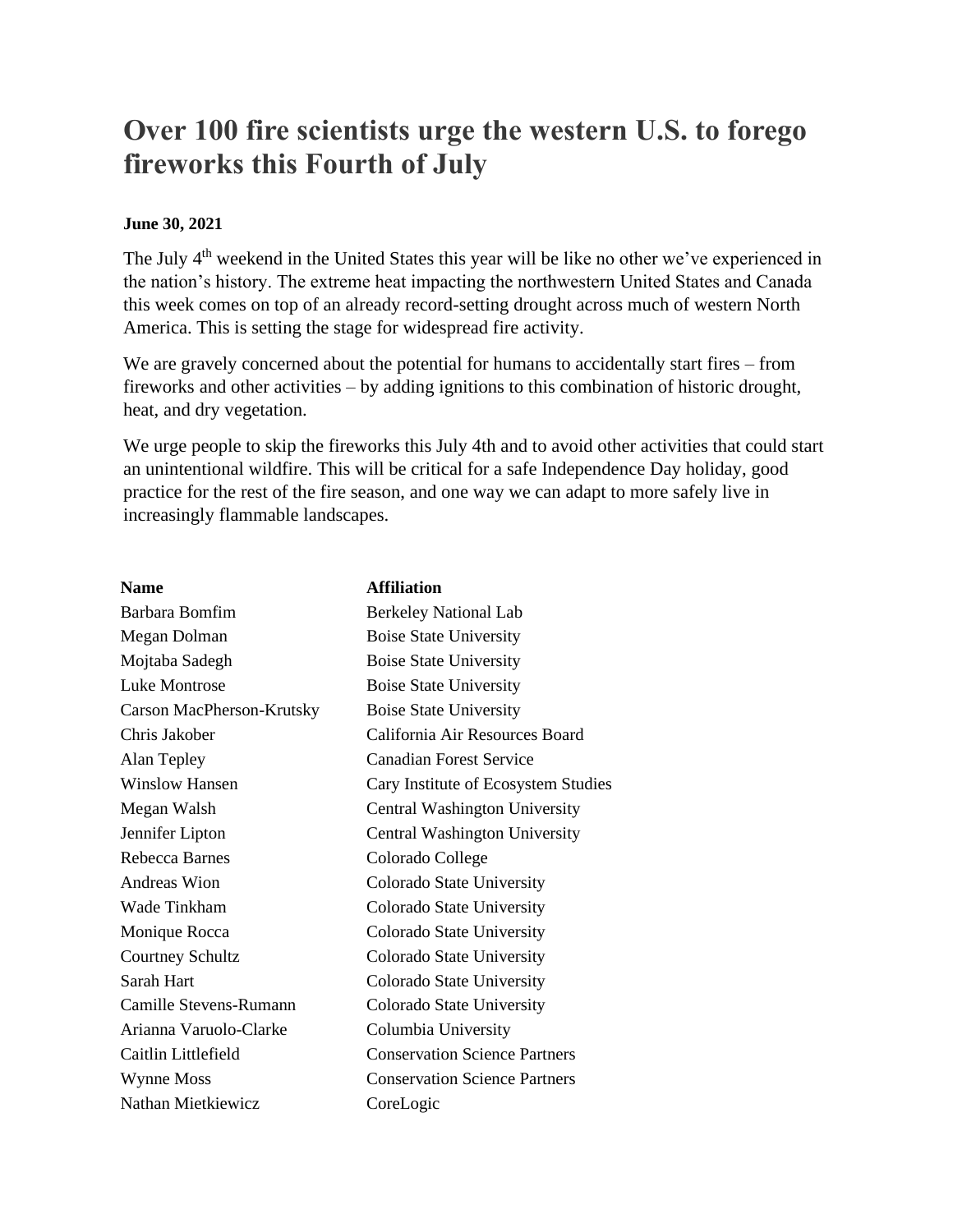# Over 100 fire scientists urge the western U.S. to forego fireworks this Fourth of July

**June 30, 2021**

The July 4th weekend in the United States this year will be like no other we've experienced in the nation's history. The extreme heat impacting the northwestern United States and Canada this week comes on top of an already record-setting drought across much of western North America. This is setting the stage for widespread fire activity.

We are gravely concerned about the potential for humans to accidentally start fires – from fireworks and other activities – by adding ignitions to this combination of historic drought, heat, and dry vegetation.

We urge people to skip the fireworks this July 4th and to avoid other activities that could start an unintentional wildfire. This will be critical for a safe Independence Day holiday, good practice for the rest of the fire season, and one way we can adapt to more safely live in increasingly flammable landscapes.

| Name | Affiliation |
| --- | --- |
| Barbara Bomfim | Berkeley National Lab |
| Megan Dolman | Boise State University |
| Mojtaba Sadegh | Boise State University |
| Luke Montrose | Boise State University |
| Carson MacPherson-Krutsky | Boise State University |
| Chris Jakober | California Air Resources Board |
| Alan Tepley | Canadian Forest Service |
| Winslow Hansen | Cary Institute of Ecosystem Studies |
| Megan Walsh | Central Washington University |
| Jennifer Lipton | Central Washington University |
| Rebecca Barnes | Colorado College |
| Andreas Wion | Colorado State University |
| Wade Tinkham | Colorado State University |
| Monique Rocca | Colorado State University |
| Courtney Schultz | Colorado State University |
| Sarah Hart | Colorado State University |
| Camille Stevens-Rumann | Colorado State University |
| Arianna Varuolo-Clarke | Columbia University |
| Caitlin Littlefield | Conservation Science Partners |
| Wynne Moss | Conservation Science Partners |
| Nathan Mietkiewicz | CoreLogic |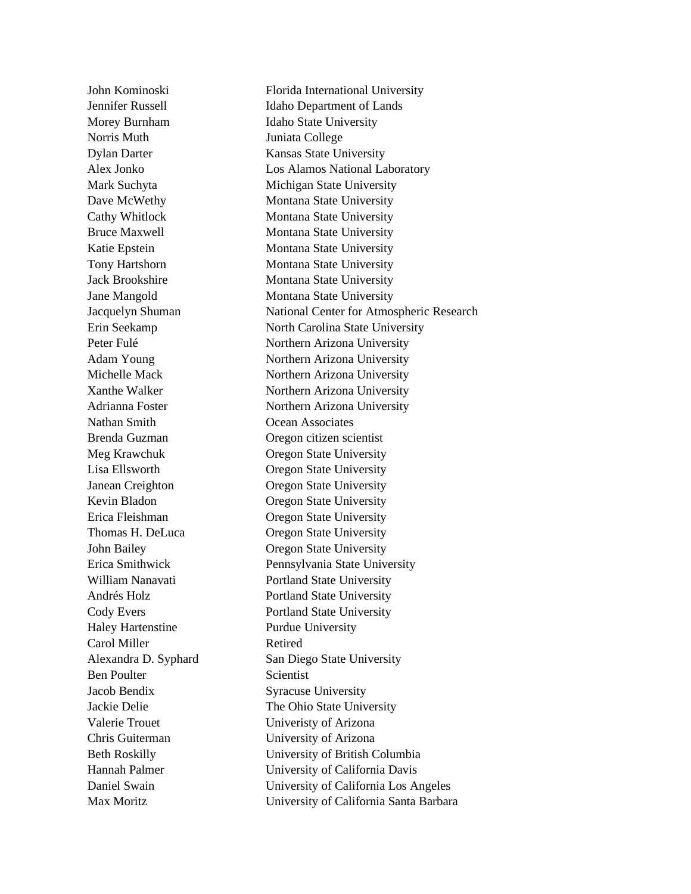| | |
|---|---|
| John Kominoski | Florida International University |
| Jennifer Russell | Idaho Department of Lands |
| Morey Burnham | Idaho State University |
| Norris Muth | Juniata College |
| Dylan Darter | Kansas State University |
| Alex Jonko | Los Alamos National Laboratory |
| Mark Suchyta | Michigan State University |
| Dave McWethy | Montana State University |
| Cathy Whitlock | Montana State University |
| Bruce Maxwell | Montana State University |
| Katie Epstein | Montana State University |
| Tony Hartshorn | Montana State University |
| Jack Brookshire | Montana State University |
| Jane Mangold | Montana State University |
| Jacquelyn Shuman | National Center for Atmospheric Research |
| Erin Seekamp | North Carolina State University |
| Peter Fulé | Northern Arizona University |
| Adam Young | Northern Arizona University |
| Michelle Mack | Northern Arizona University |
| Xanthe Walker | Northern Arizona University |
| Adrianna Foster | Northern Arizona University |
| Nathan Smith | Ocean Associates |
| Brenda Guzman | Oregon citizen scientist |
| Meg Krawchuk | Oregon State University |
| Lisa Ellsworth | Oregon State University |
| Janean Creighton | Oregon State University |
| Kevin Bladon | Oregon State University |
| Erica Fleishman | Oregon State University |
| Thomas H. DeLuca | Oregon State University |
| John Bailey | Oregon State University |
| Erica Smithwick | Pennsylvania State University |
| William Nanavati | Portland State University |
| Andrés Holz | Portland State University |
| Cody Evers | Portland State University |
| Haley Hartenstine | Purdue University |
| Carol Miller | Retired |
| Alexandra D. Syphard | San Diego State University |
| Ben Poulter | Scientist |
| Jacob Bendix | Syracuse University |
| Jackie Delie | The Ohio State University |
| Valerie Trouet | Univeristy of Arizona |
| Chris Guiterman | University of Arizona |
| Beth Roskilly | University of British Columbia |
| Hannah Palmer | University of California Davis |
| Daniel Swain | University of California Los Angeles |
| Max Moritz | University of California Santa Barbara |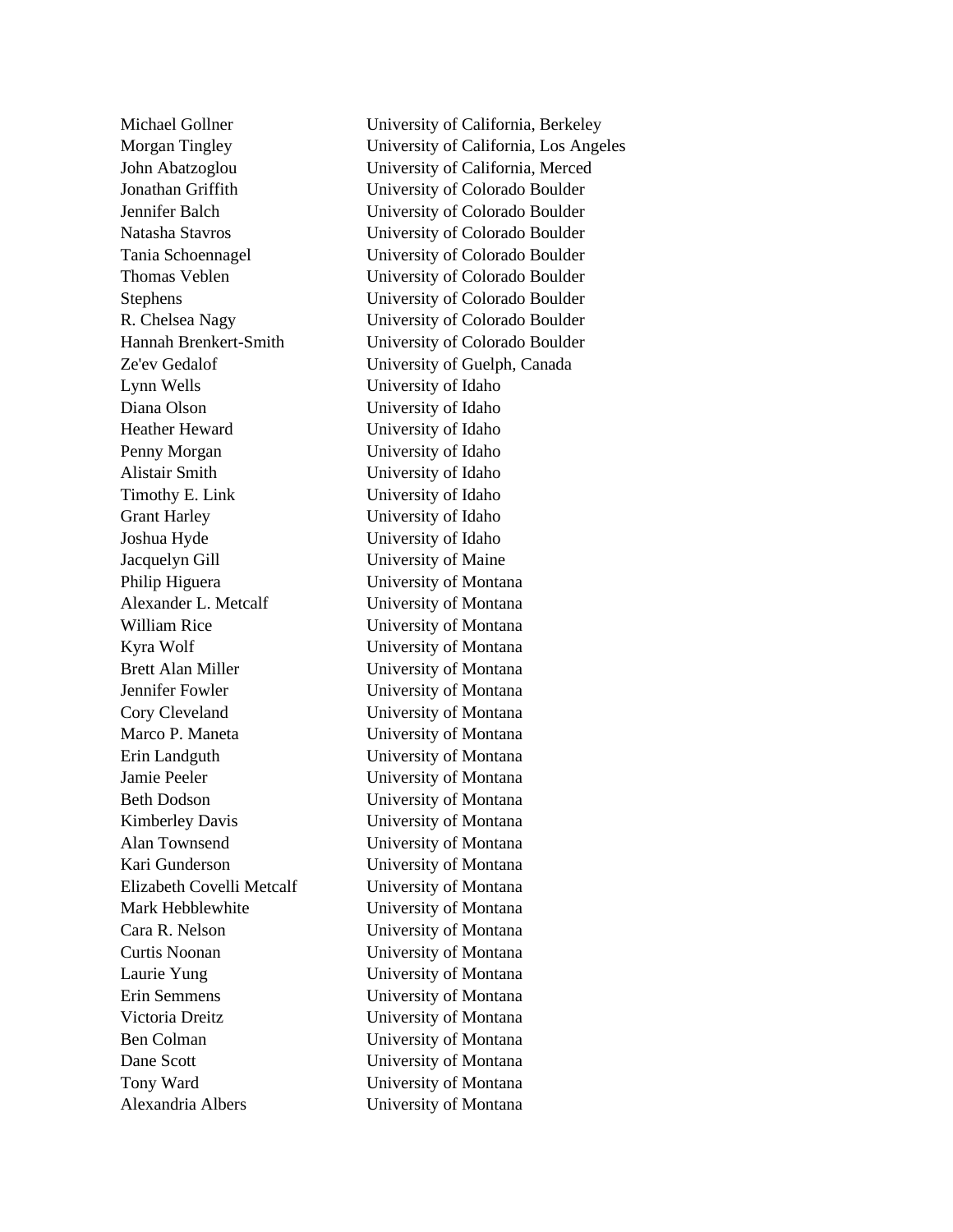| | |
|---|---|
| Michael Gollner | University of California, Berkeley |
| Morgan Tingley | University of California, Los Angeles |
| John Abatzoglou | University of California, Merced |
| Jonathan Griffith | University of Colorado Boulder |
| Jennifer Balch | University of Colorado Boulder |
| Natasha Stavros | University of Colorado Boulder |
| Tania Schoennagel | University of Colorado Boulder |
| Thomas Veblen | University of Colorado Boulder |
| Stephens | University of Colorado Boulder |
| R. Chelsea Nagy | University of Colorado Boulder |
| Hannah Brenkert-Smith | University of Colorado Boulder |
| Ze'ev Gedalof | University of Guelph, Canada |
| Lynn Wells | University of Idaho |
| Diana Olson | University of Idaho |
| Heather Heward | University of Idaho |
| Penny Morgan | University of Idaho |
| Alistair Smith | University of Idaho |
| Timothy E. Link | University of Idaho |
| Grant Harley | University of Idaho |
| Joshua Hyde | University of Idaho |
| Jacquelyn Gill | University of Maine |
| Philip Higuera | University of Montana |
| Alexander L. Metcalf | University of Montana |
| William Rice | University of Montana |
| Kyra Wolf | University of Montana |
| Brett Alan Miller | University of Montana |
| Jennifer Fowler | University of Montana |
| Cory Cleveland | University of Montana |
| Marco P. Maneta | University of Montana |
| Erin Landguth | University of Montana |
| Jamie Peeler | University of Montana |
| Beth Dodson | University of Montana |
| Kimberley Davis | University of Montana |
| Alan Townsend | University of Montana |
| Kari Gunderson | University of Montana |
| Elizabeth Covelli Metcalf | University of Montana |
| Mark Hebblewhite | University of Montana |
| Cara R. Nelson | University of Montana |
| Curtis Noonan | University of Montana |
| Laurie Yung | University of Montana |
| Erin Semmens | University of Montana |
| Victoria Dreitz | University of Montana |
| Ben Colman | University of Montana |
| Dane Scott | University of Montana |
| Tony Ward | University of Montana |
| Alexandria Albers | University of Montana |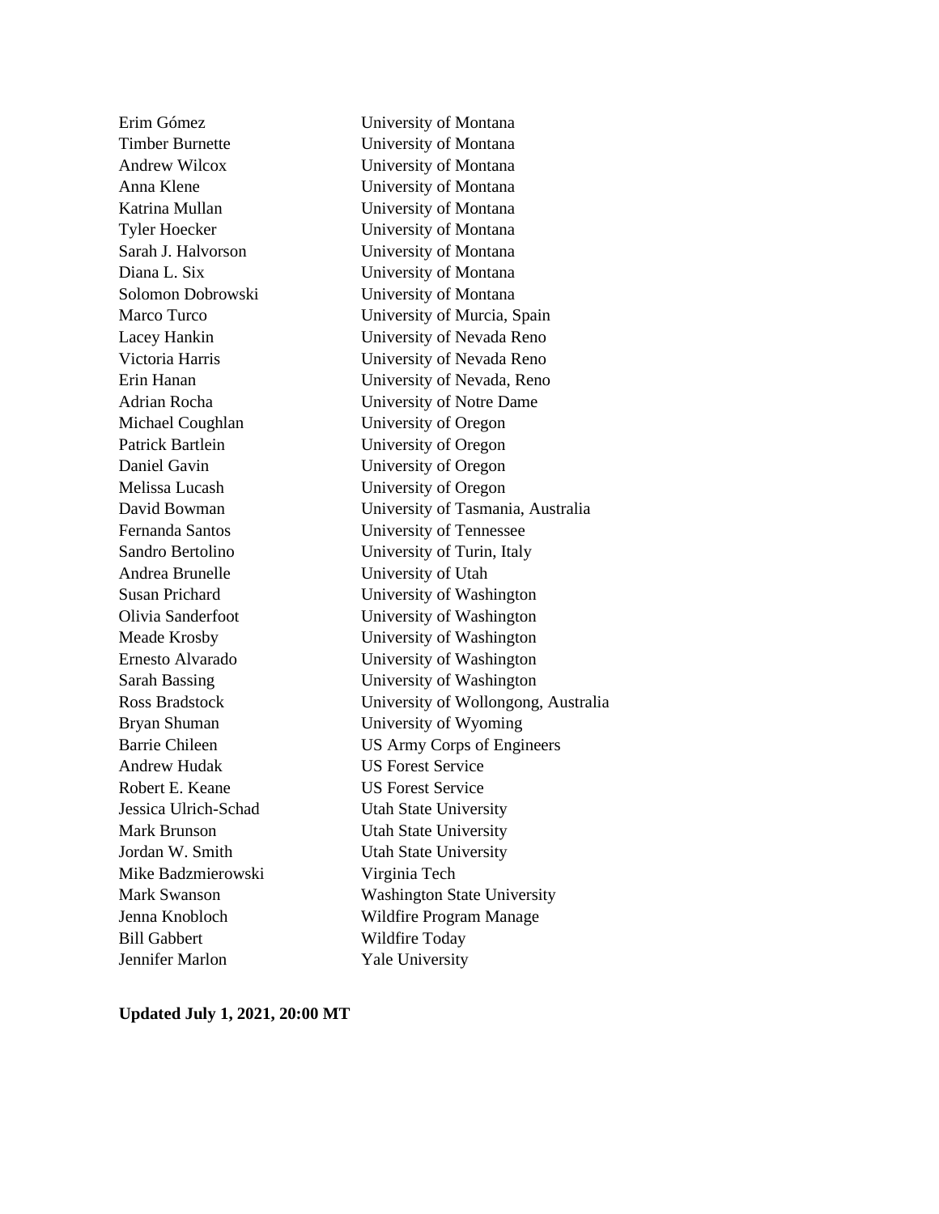| | |
|---|---|
| Erim Gómez | University of Montana |
| Timber Burnette | University of Montana |
| Andrew Wilcox | University of Montana |
| Anna Klene | University of Montana |
| Katrina Mullan | University of Montana |
| Tyler Hoecker | University of Montana |
| Sarah J. Halvorson | University of Montana |
| Diana L. Six | University of Montana |
| Solomon Dobrowski | University of Montana |
| Marco Turco | University of Murcia, Spain |
| Lacey Hankin | University of Nevada Reno |
| Victoria Harris | University of Nevada Reno |
| Erin Hanan | University of Nevada, Reno |
| Adrian Rocha | University of Notre Dame |
| Michael Coughlan | University of Oregon |
| Patrick Bartlein | University of Oregon |
| Daniel Gavin | University of Oregon |
| Melissa Lucash | University of Oregon |
| David Bowman | University of Tasmania, Australia |
| Fernanda Santos | University of Tennessee |
| Sandro Bertolino | University of Turin, Italy |
| Andrea Brunelle | University of Utah |
| Susan Prichard | University of Washington |
| Olivia Sanderfoot | University of Washington |
| Meade Krosby | University of Washington |
| Ernesto Alvarado | University of Washington |
| Sarah Bassing | University of Washington |
| Ross Bradstock | University of Wollongong, Australia |
| Bryan Shuman | University of Wyoming |
| Barrie Chileen | US Army Corps of Engineers |
| Andrew Hudak | US Forest Service |
| Robert E. Keane | US Forest Service |
| Jessica Ulrich-Schad | Utah State University |
| Mark Brunson | Utah State University |
| Jordan W. Smith | Utah State University |
| Mike Badzmierowski | Virginia Tech |
| Mark Swanson | Washington State University |
| Jenna Knobloch | Wildfire Program Manage |
| Bill Gabbert | Wildfire Today |
| Jennifer Marlon | Yale University |

**Updated July 1, 2021, 20:00 MT**